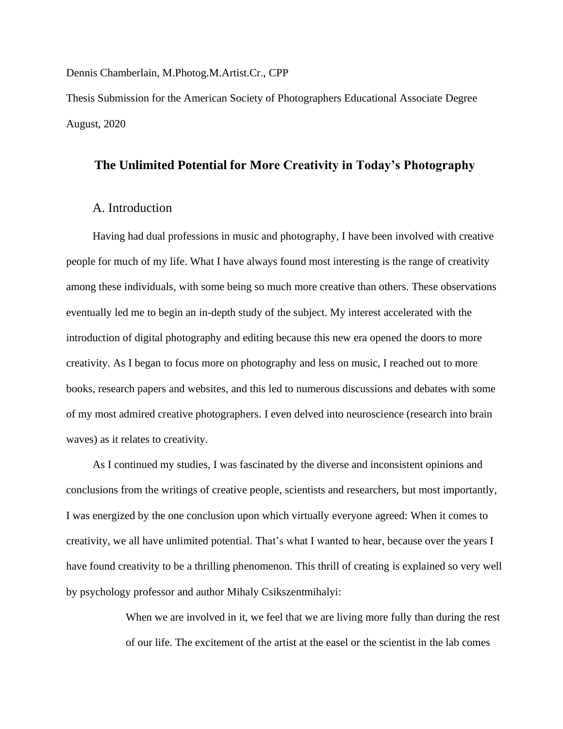Dennis Chamberlain, M.Photog.M.Artist.Cr., CPP

Thesis Submission for the American Society of Photographers Educational Associate Degree

August, 2020

# The Unlimited Potential for More Creativity in Today's Photography

## A. Introduction

Having had dual professions in music and photography, I have been involved with creative people for much of my life. What I have always found most interesting is the range of creativity among these individuals, with some being so much more creative than others. These observations eventually led me to begin an in-depth study of the subject. My interest accelerated with the introduction of digital photography and editing because this new era opened the doors to more creativity. As I began to focus more on photography and less on music, I reached out to more books, research papers and websites, and this led to numerous discussions and debates with some of my most admired creative photographers. I even delved into neuroscience (research into brain waves) as it relates to creativity.

As I continued my studies, I was fascinated by the diverse and inconsistent opinions and conclusions from the writings of creative people, scientists and researchers, but most importantly, I was energized by the one conclusion upon which virtually everyone agreed: When it comes to creativity, we all have unlimited potential. That's what I wanted to hear, because over the years I have found creativity to be a thrilling phenomenon. This thrill of creating is explained so very well by psychology professor and author Mihaly Csikszentmihalyi:

> When we are involved in it, we feel that we are living more fully than during the rest of our life. The excitement of the artist at the easel or the scientist in the lab comes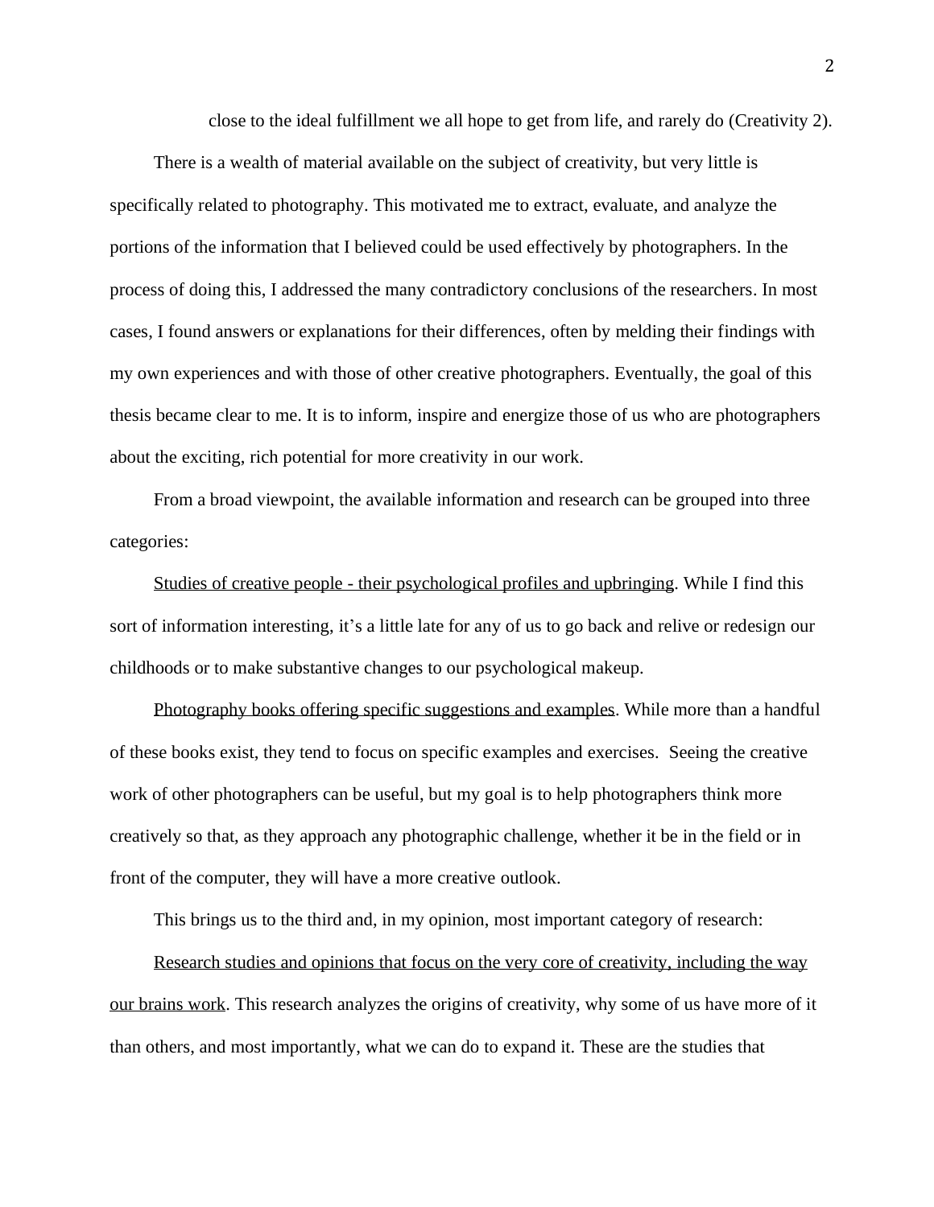close to the ideal fulfillment we all hope to get from life, and rarely do (Creativity 2).

There is a wealth of material available on the subject of creativity, but very little is specifically related to photography. This motivated me to extract, evaluate, and analyze the portions of the information that I believed could be used effectively by photographers. In the process of doing this, I addressed the many contradictory conclusions of the researchers. In most cases, I found answers or explanations for their differences, often by melding their findings with my own experiences and with those of other creative photographers. Eventually, the goal of this thesis became clear to me. It is to inform, inspire and energize those of us who are photographers about the exciting, rich potential for more creativity in our work.

From a broad viewpoint, the available information and research can be grouped into three categories:

<u>Studies of creative people - their psychological profiles and upbringing</u>. While I find this sort of information interesting, it's a little late for any of us to go back and relive or redesign our childhoods or to make substantive changes to our psychological makeup.

<u>Photography books offering specific suggestions and examples</u>. While more than a handful of these books exist, they tend to focus on specific examples and exercises. Seeing the creative work of other photographers can be useful, but my goal is to help photographers think more creatively so that, as they approach any photographic challenge, whether it be in the field or in front of the computer, they will have a more creative outlook.

This brings us to the third and, in my opinion, most important category of research:

<u>Research studies and opinions that focus on the very core of creativity, including the way our brains work</u>. This research analyzes the origins of creativity, why some of us have more of it than others, and most importantly, what we can do to expand it. These are the studies that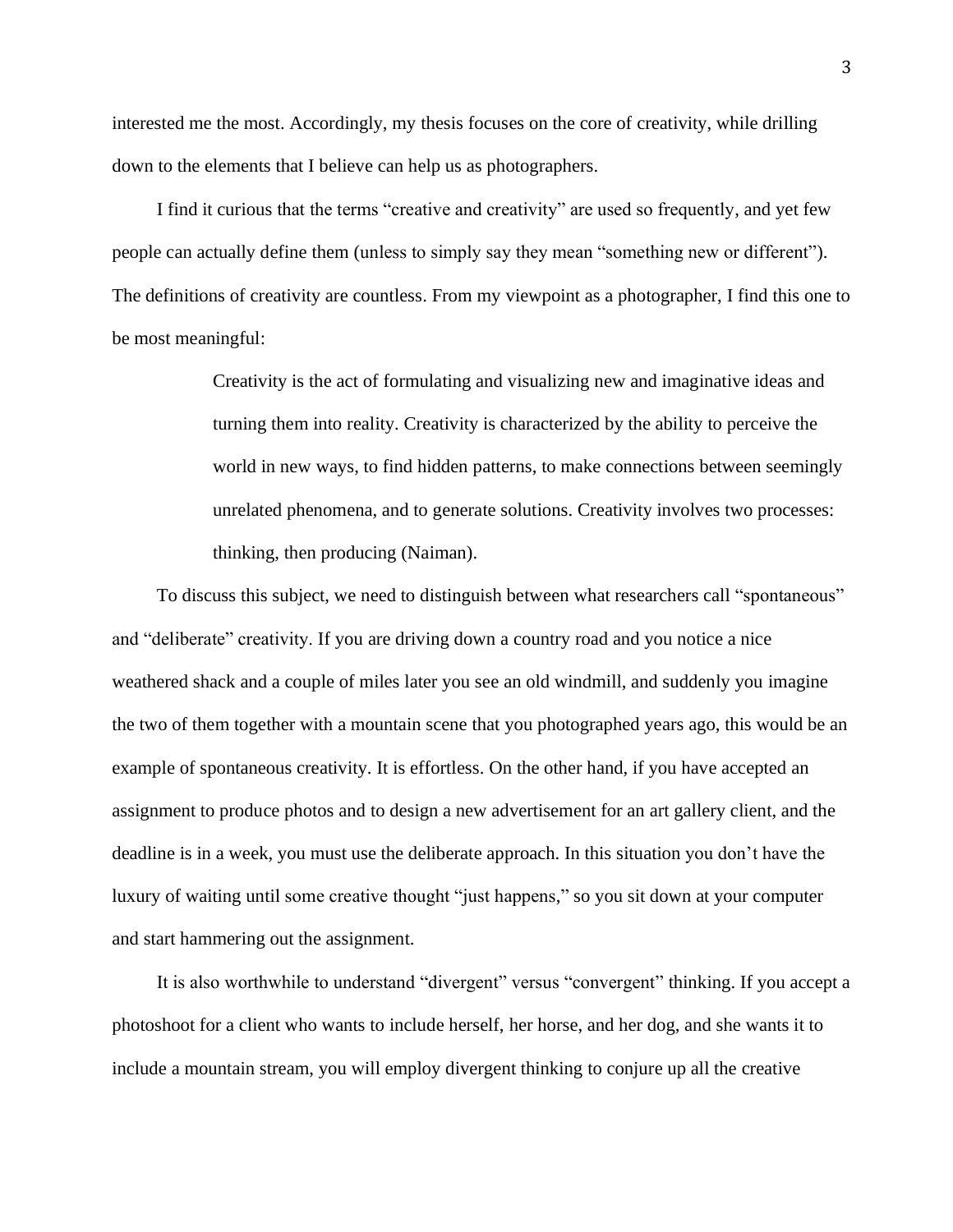interested me the most. Accordingly, my thesis focuses on the core of creativity, while drilling down to the elements that I believe can help us as photographers.

I find it curious that the terms "creative and creativity" are used so frequently, and yet few people can actually define them (unless to simply say they mean "something new or different"). The definitions of creativity are countless. From my viewpoint as a photographer, I find this one to be most meaningful:

> Creativity is the act of formulating and visualizing new and imaginative ideas and turning them into reality. Creativity is characterized by the ability to perceive the world in new ways, to find hidden patterns, to make connections between seemingly unrelated phenomena, and to generate solutions. Creativity involves two processes: thinking, then producing (Naiman).

To discuss this subject, we need to distinguish between what researchers call "spontaneous" and "deliberate" creativity. If you are driving down a country road and you notice a nice weathered shack and a couple of miles later you see an old windmill, and suddenly you imagine the two of them together with a mountain scene that you photographed years ago, this would be an example of spontaneous creativity. It is effortless. On the other hand, if you have accepted an assignment to produce photos and to design a new advertisement for an art gallery client, and the deadline is in a week, you must use the deliberate approach. In this situation you don't have the luxury of waiting until some creative thought "just happens," so you sit down at your computer and start hammering out the assignment.

It is also worthwhile to understand "divergent" versus "convergent" thinking. If you accept a photoshoot for a client who wants to include herself, her horse, and her dog, and she wants it to include a mountain stream, you will employ divergent thinking to conjure up all the creative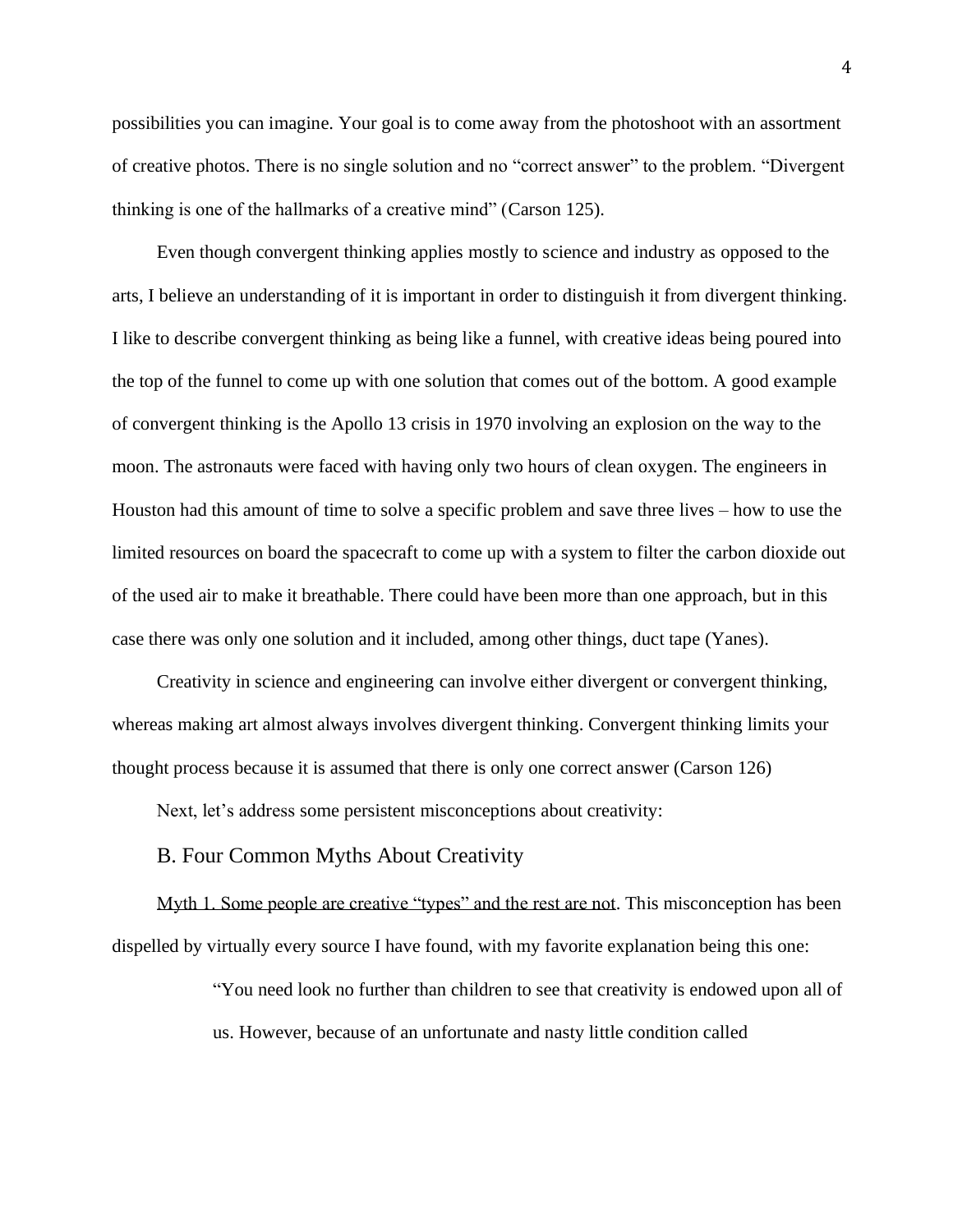possibilities you can imagine. Your goal is to come away from the photoshoot with an assortment of creative photos. There is no single solution and no "correct answer" to the problem. "Divergent thinking is one of the hallmarks of a creative mind" (Carson 125).

Even though convergent thinking applies mostly to science and industry as opposed to the arts, I believe an understanding of it is important in order to distinguish it from divergent thinking. I like to describe convergent thinking as being like a funnel, with creative ideas being poured into the top of the funnel to come up with one solution that comes out of the bottom. A good example of convergent thinking is the Apollo 13 crisis in 1970 involving an explosion on the way to the moon. The astronauts were faced with having only two hours of clean oxygen. The engineers in Houston had this amount of time to solve a specific problem and save three lives – how to use the limited resources on board the spacecraft to come up with a system to filter the carbon dioxide out of the used air to make it breathable. There could have been more than one approach, but in this case there was only one solution and it included, among other things, duct tape (Yanes).

Creativity in science and engineering can involve either divergent or convergent thinking, whereas making art almost always involves divergent thinking. Convergent thinking limits your thought process because it is assumed that there is only one correct answer (Carson 126)

Next, let's address some persistent misconceptions about creativity:

## B. Four Common Myths About Creativity

Myth 1. Some people are creative "types" and the rest are not. This misconception has been dispelled by virtually every source I have found, with my favorite explanation being this one:

> "You need look no further than children to see that creativity is endowed upon all of us. However, because of an unfortunate and nasty little condition called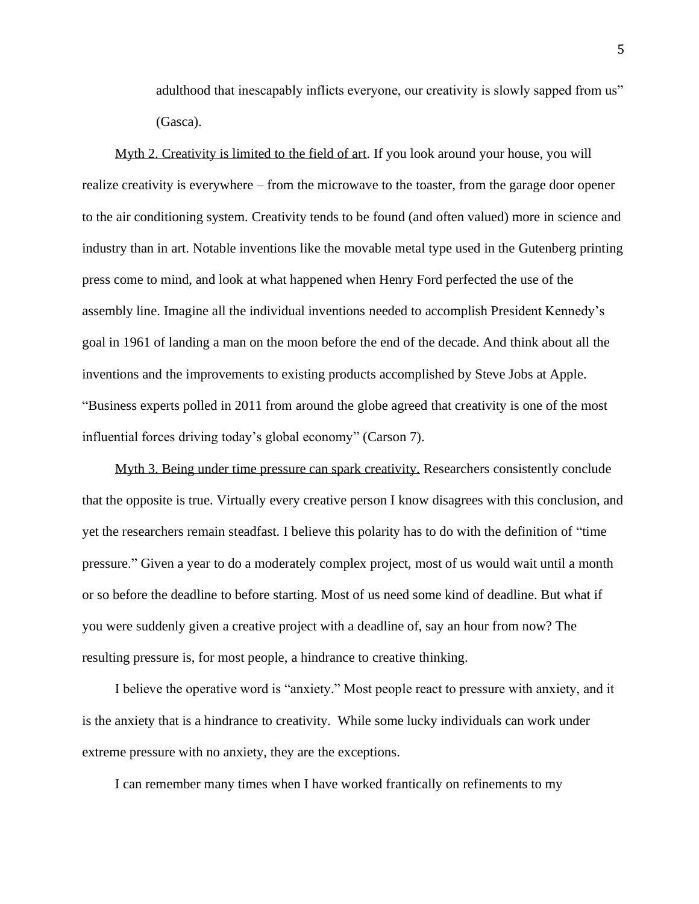adulthood that inescapably inflicts everyone, our creativity is slowly sapped from us" (Gasca).

<u>Myth 2. Creativity is limited to the field of art</u>. If you look around your house, you will realize creativity is everywhere – from the microwave to the toaster, from the garage door opener to the air conditioning system. Creativity tends to be found (and often valued) more in science and industry than in art. Notable inventions like the movable metal type used in the Gutenberg printing press come to mind, and look at what happened when Henry Ford perfected the use of the assembly line. Imagine all the individual inventions needed to accomplish President Kennedy's goal in 1961 of landing a man on the moon before the end of the decade. And think about all the inventions and the improvements to existing products accomplished by Steve Jobs at Apple. "Business experts polled in 2011 from around the globe agreed that creativity is one of the most influential forces driving today's global economy" (Carson 7).

<u>Myth 3. Being under time pressure can spark creativity.</u> Researchers consistently conclude that the opposite is true. Virtually every creative person I know disagrees with this conclusion, and yet the researchers remain steadfast. I believe this polarity has to do with the definition of "time pressure." Given a year to do a moderately complex project, most of us would wait until a month or so before the deadline to before starting. Most of us need some kind of deadline. But what if you were suddenly given a creative project with a deadline of, say an hour from now? The resulting pressure is, for most people, a hindrance to creative thinking.

I believe the operative word is "anxiety." Most people react to pressure with anxiety, and it is the anxiety that is a hindrance to creativity. While some lucky individuals can work under extreme pressure with no anxiety, they are the exceptions.

I can remember many times when I have worked frantically on refinements to my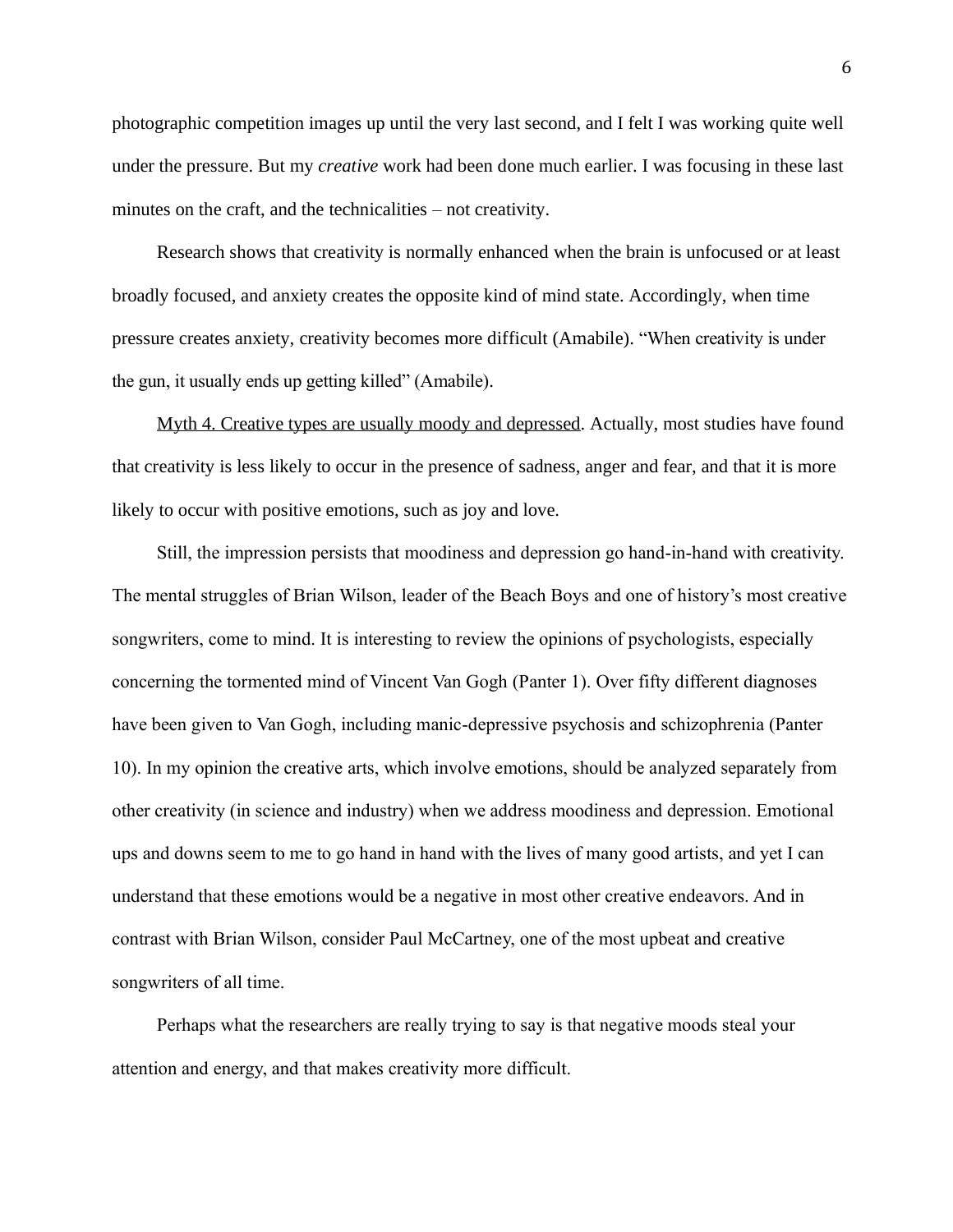photographic competition images up until the very last second, and I felt I was working quite well under the pressure. But my *creative* work had been done much earlier. I was focusing in these last minutes on the craft, and the technicalities – not creativity.

Research shows that creativity is normally enhanced when the brain is unfocused or at least broadly focused, and anxiety creates the opposite kind of mind state. Accordingly, when time pressure creates anxiety, creativity becomes more difficult (Amabile). "When creativity is under the gun, it usually ends up getting killed" (Amabile).

<u>Myth 4. Creative types are usually moody and depressed</u>. Actually, most studies have found that creativity is less likely to occur in the presence of sadness, anger and fear, and that it is more likely to occur with positive emotions, such as joy and love.

Still, the impression persists that moodiness and depression go hand-in-hand with creativity. The mental struggles of Brian Wilson, leader of the Beach Boys and one of history's most creative songwriters, come to mind. It is interesting to review the opinions of psychologists, especially concerning the tormented mind of Vincent Van Gogh (Panter 1). Over fifty different diagnoses have been given to Van Gogh, including manic-depressive psychosis and schizophrenia (Panter 10). In my opinion the creative arts, which involve emotions, should be analyzed separately from other creativity (in science and industry) when we address moodiness and depression. Emotional ups and downs seem to me to go hand in hand with the lives of many good artists, and yet I can understand that these emotions would be a negative in most other creative endeavors. And in contrast with Brian Wilson, consider Paul McCartney, one of the most upbeat and creative songwriters of all time.

Perhaps what the researchers are really trying to say is that negative moods steal your attention and energy, and that makes creativity more difficult.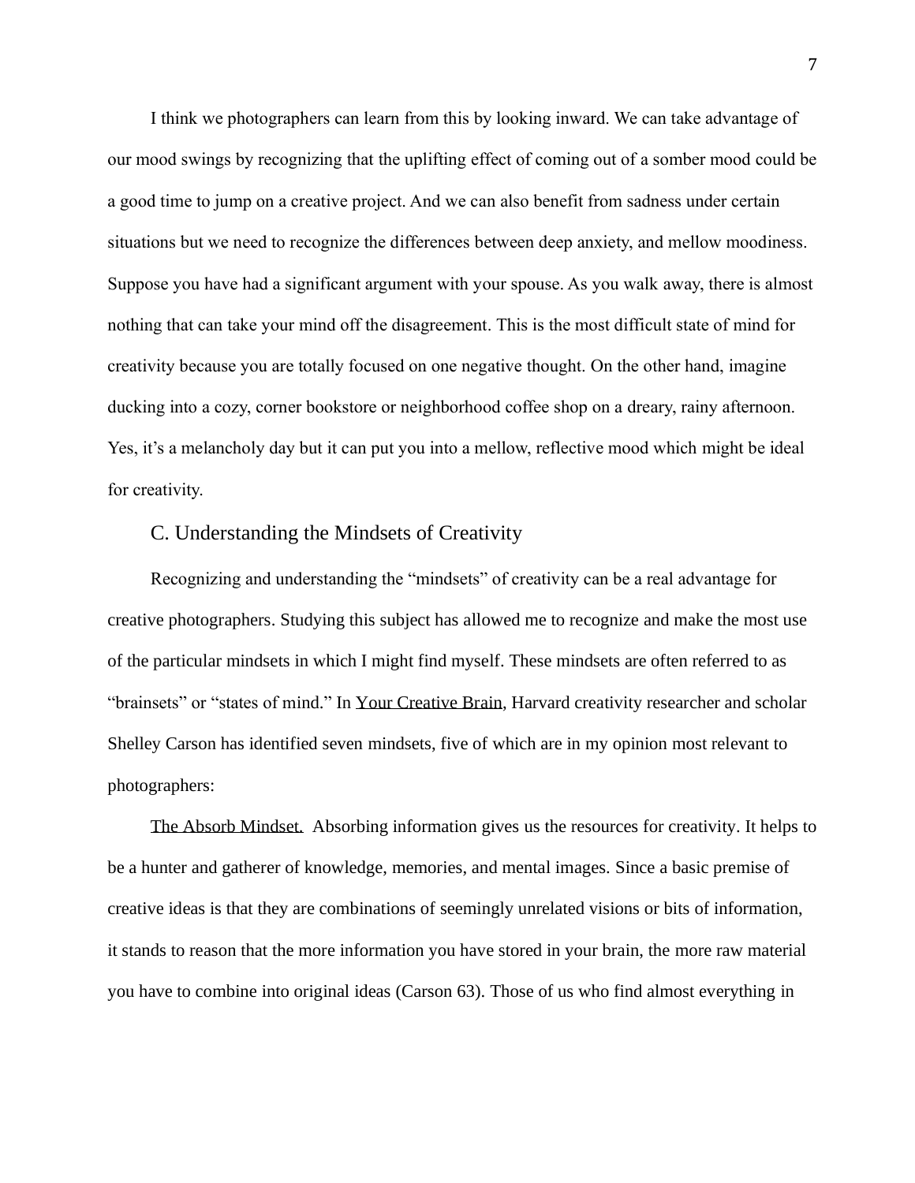I think we photographers can learn from this by looking inward. We can take advantage of our mood swings by recognizing that the uplifting effect of coming out of a somber mood could be a good time to jump on a creative project. And we can also benefit from sadness under certain situations but we need to recognize the differences between deep anxiety, and mellow moodiness. Suppose you have had a significant argument with your spouse. As you walk away, there is almost nothing that can take your mind off the disagreement. This is the most difficult state of mind for creativity because you are totally focused on one negative thought. On the other hand, imagine ducking into a cozy, corner bookstore or neighborhood coffee shop on a dreary, rainy afternoon. Yes, it's a melancholy day but it can put you into a mellow, reflective mood which might be ideal for creativity.

### C. Understanding the Mindsets of Creativity

Recognizing and understanding the "mindsets" of creativity can be a real advantage for creative photographers. Studying this subject has allowed me to recognize and make the most use of the particular mindsets in which I might find myself. These mindsets are often referred to as "brainsets" or "states of mind." In Your Creative Brain, Harvard creativity researcher and scholar Shelley Carson has identified seven mindsets, five of which are in my opinion most relevant to photographers:

The Absorb Mindset. Absorbing information gives us the resources for creativity. It helps to be a hunter and gatherer of knowledge, memories, and mental images. Since a basic premise of creative ideas is that they are combinations of seemingly unrelated visions or bits of information, it stands to reason that the more information you have stored in your brain, the more raw material you have to combine into original ideas (Carson 63). Those of us who find almost everything in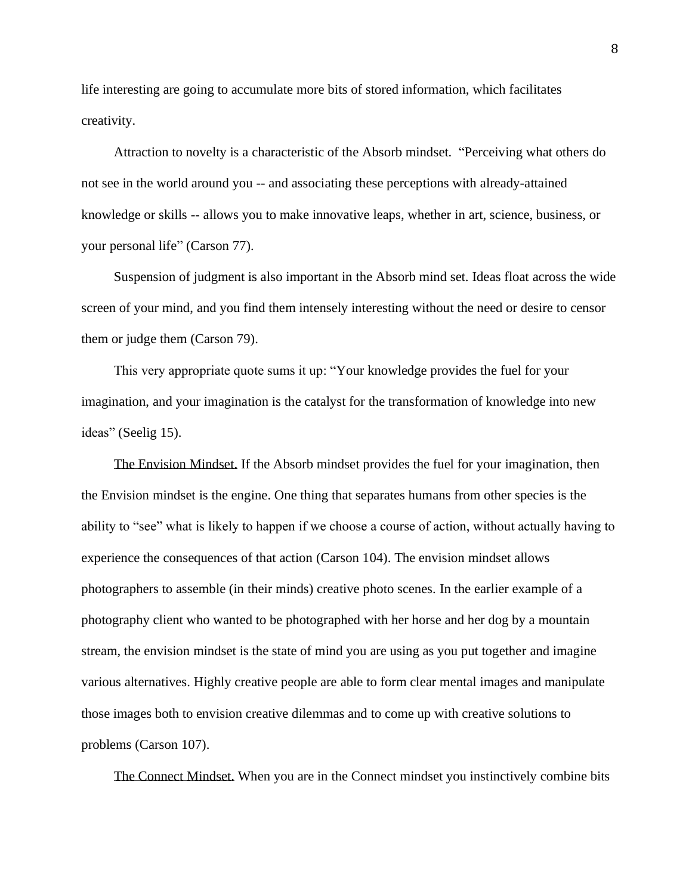life interesting are going to accumulate more bits of stored information, which facilitates creativity.

Attraction to novelty is a characteristic of the Absorb mindset. "Perceiving what others do not see in the world around you -- and associating these perceptions with already-attained knowledge or skills -- allows you to make innovative leaps, whether in art, science, business, or your personal life" (Carson 77).

Suspension of judgment is also important in the Absorb mind set. Ideas float across the wide screen of your mind, and you find them intensely interesting without the need or desire to censor them or judge them (Carson 79).

This very appropriate quote sums it up: "Your knowledge provides the fuel for your imagination, and your imagination is the catalyst for the transformation of knowledge into new ideas" (Seelig 15).

<u>The Envision Mindset.</u> If the Absorb mindset provides the fuel for your imagination, then the Envision mindset is the engine. One thing that separates humans from other species is the ability to "see" what is likely to happen if we choose a course of action, without actually having to experience the consequences of that action (Carson 104). The envision mindset allows photographers to assemble (in their minds) creative photo scenes. In the earlier example of a photography client who wanted to be photographed with her horse and her dog by a mountain stream, the envision mindset is the state of mind you are using as you put together and imagine various alternatives. Highly creative people are able to form clear mental images and manipulate those images both to envision creative dilemmas and to come up with creative solutions to problems (Carson 107).

<u>The Connect Mindset.</u> When you are in the Connect mindset you instinctively combine bits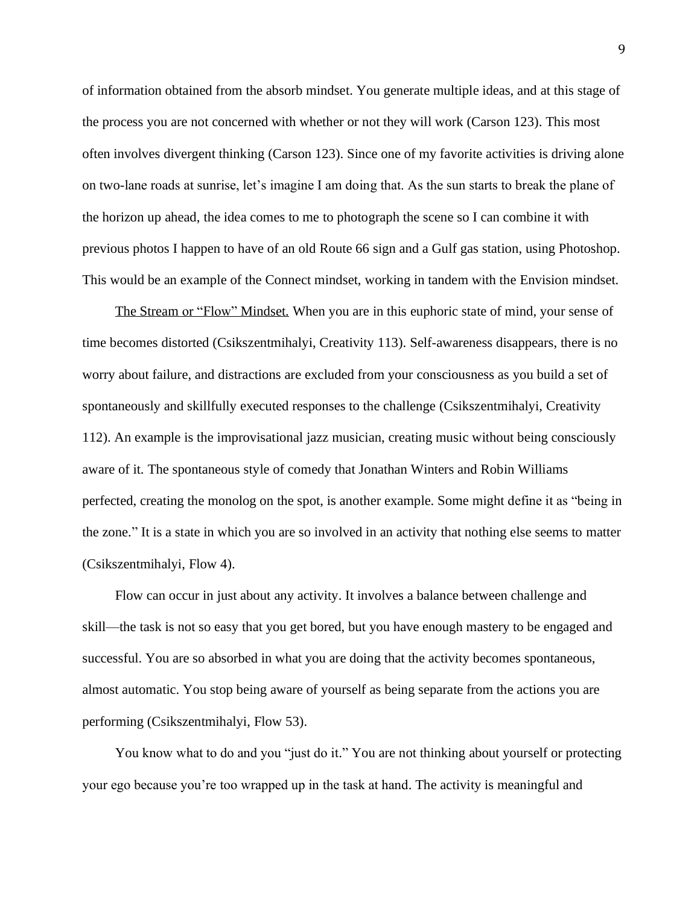of information obtained from the absorb mindset. You generate multiple ideas, and at this stage of the process you are not concerned with whether or not they will work (Carson 123). This most often involves divergent thinking (Carson 123). Since one of my favorite activities is driving alone on two-lane roads at sunrise, let's imagine I am doing that. As the sun starts to break the plane of the horizon up ahead, the idea comes to me to photograph the scene so I can combine it with previous photos I happen to have of an old Route 66 sign and a Gulf gas station, using Photoshop. This would be an example of the Connect mindset, working in tandem with the Envision mindset.

<u>The Stream or "Flow" Mindset.</u> When you are in this euphoric state of mind, your sense of time becomes distorted (Csikszentmihalyi, Creativity 113). Self-awareness disappears, there is no worry about failure, and distractions are excluded from your consciousness as you build a set of spontaneously and skillfully executed responses to the challenge (Csikszentmihalyi, Creativity 112). An example is the improvisational jazz musician, creating music without being consciously aware of it. The spontaneous style of comedy that Jonathan Winters and Robin Williams perfected, creating the monolog on the spot, is another example. Some might define it as "being in the zone." It is a state in which you are so involved in an activity that nothing else seems to matter (Csikszentmihalyi, Flow 4).

Flow can occur in just about any activity. It involves a balance between challenge and skill—the task is not so easy that you get bored, but you have enough mastery to be engaged and successful. You are so absorbed in what you are doing that the activity becomes spontaneous, almost automatic. You stop being aware of yourself as being separate from the actions you are performing (Csikszentmihalyi, Flow 53).

You know what to do and you "just do it." You are not thinking about yourself or protecting your ego because you're too wrapped up in the task at hand. The activity is meaningful and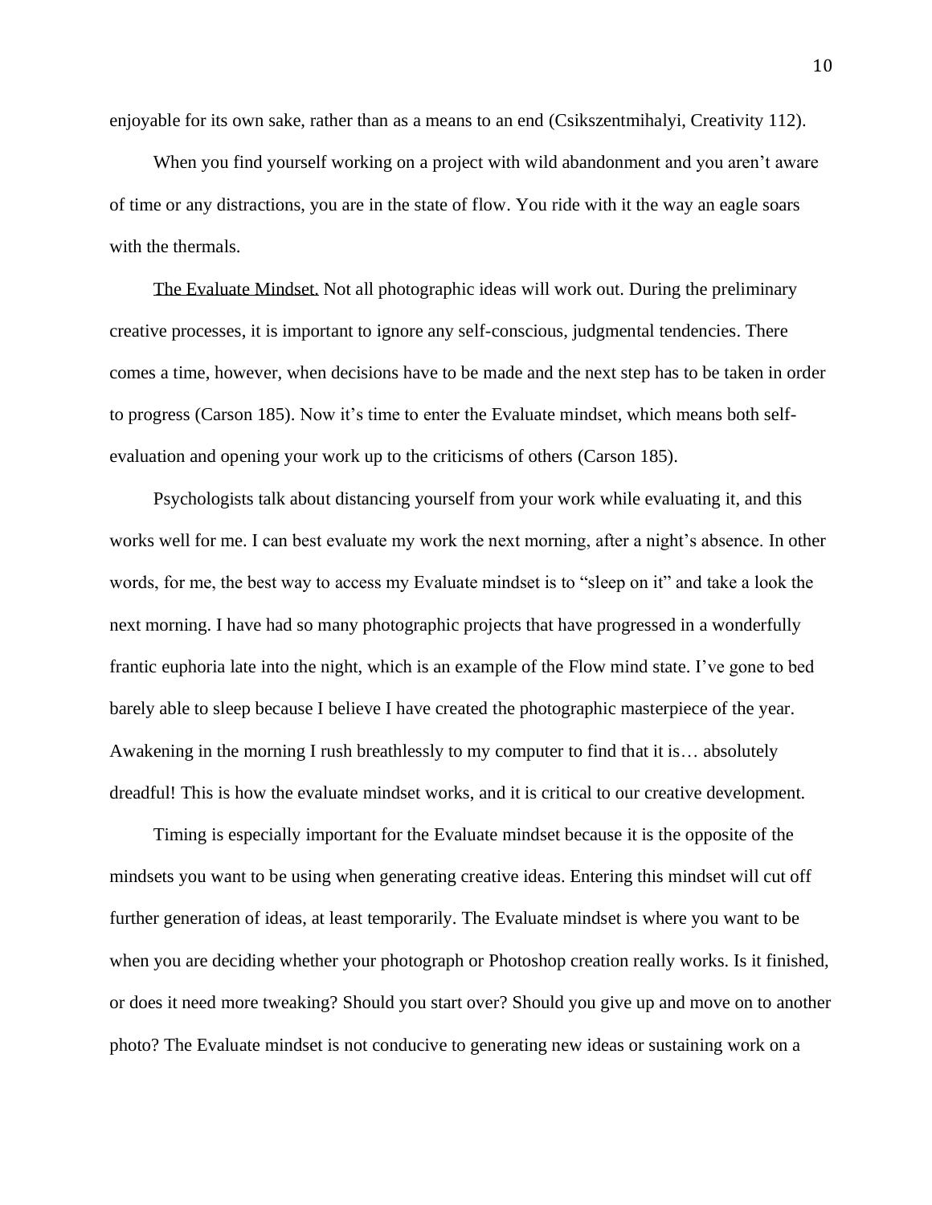enjoyable for its own sake, rather than as a means to an end (Csikszentmihalyi, Creativity 112).

When you find yourself working on a project with wild abandonment and you aren't aware of time or any distractions, you are in the state of flow. You ride with it the way an eagle soars with the thermals.

The Evaluate Mindset. Not all photographic ideas will work out. During the preliminary creative processes, it is important to ignore any self-conscious, judgmental tendencies. There comes a time, however, when decisions have to be made and the next step has to be taken in order to progress (Carson 185). Now it's time to enter the Evaluate mindset, which means both self-evaluation and opening your work up to the criticisms of others (Carson 185).

Psychologists talk about distancing yourself from your work while evaluating it, and this works well for me. I can best evaluate my work the next morning, after a night's absence. In other words, for me, the best way to access my Evaluate mindset is to "sleep on it" and take a look the next morning. I have had so many photographic projects that have progressed in a wonderfully frantic euphoria late into the night, which is an example of the Flow mind state. I've gone to bed barely able to sleep because I believe I have created the photographic masterpiece of the year. Awakening in the morning I rush breathlessly to my computer to find that it is… absolutely dreadful! This is how the evaluate mindset works, and it is critical to our creative development.

Timing is especially important for the Evaluate mindset because it is the opposite of the mindsets you want to be using when generating creative ideas. Entering this mindset will cut off further generation of ideas, at least temporarily. The Evaluate mindset is where you want to be when you are deciding whether your photograph or Photoshop creation really works. Is it finished, or does it need more tweaking? Should you start over? Should you give up and move on to another photo? The Evaluate mindset is not conducive to generating new ideas or sustaining work on a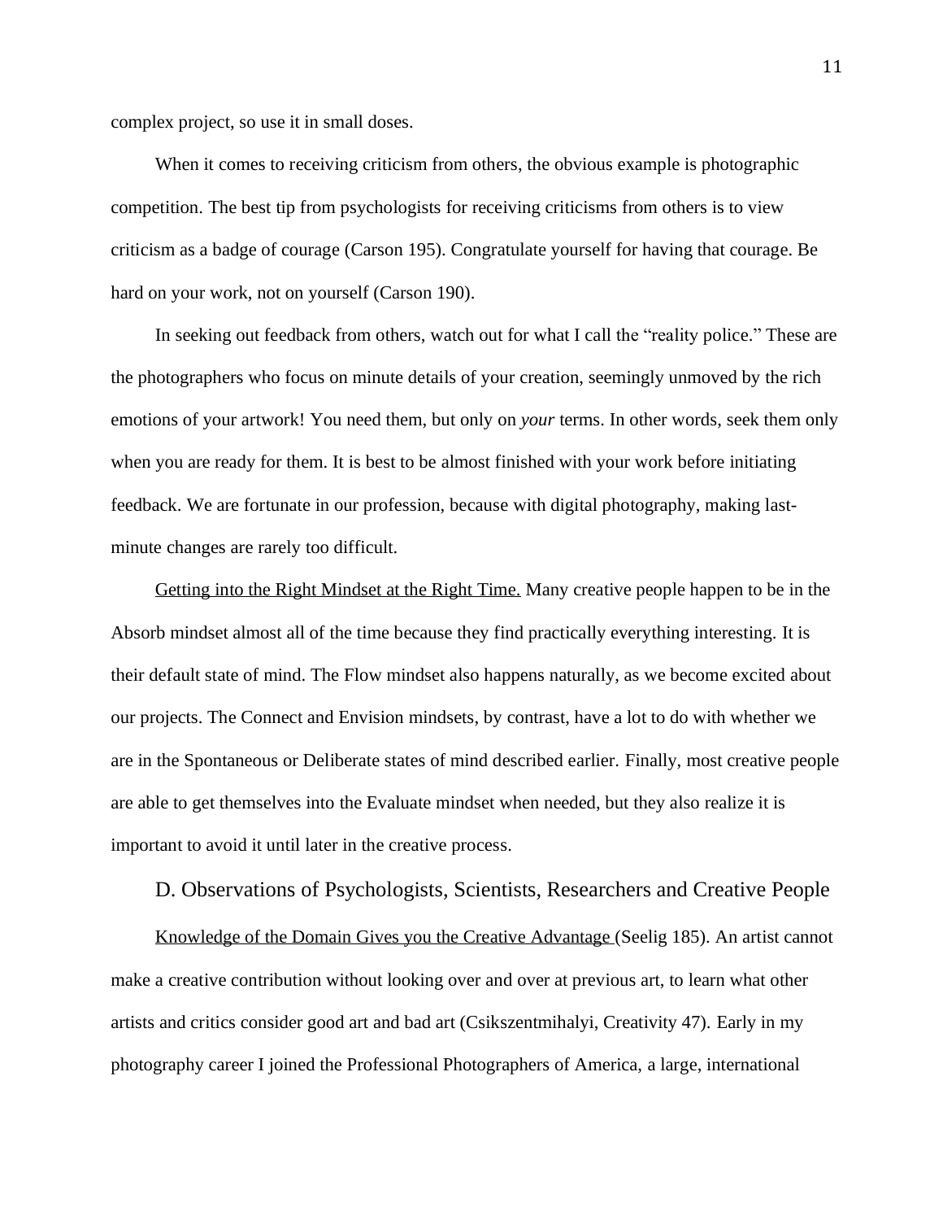complex project, so use it in small doses.

When it comes to receiving criticism from others, the obvious example is photographic competition. The best tip from psychologists for receiving criticisms from others is to view criticism as a badge of courage (Carson 195). Congratulate yourself for having that courage. Be hard on your work, not on yourself (Carson 190).

In seeking out feedback from others, watch out for what I call the "reality police." These are the photographers who focus on minute details of your creation, seemingly unmoved by the rich emotions of your artwork! You need them, but only on *your* terms. In other words, seek them only when you are ready for them. It is best to be almost finished with your work before initiating feedback. We are fortunate in our profession, because with digital photography, making last-minute changes are rarely too difficult.

<u>Getting into the Right Mindset at the Right Time.</u> Many creative people happen to be in the Absorb mindset almost all of the time because they find practically everything interesting. It is their default state of mind. The Flow mindset also happens naturally, as we become excited about our projects. The Connect and Envision mindsets, by contrast, have a lot to do with whether we are in the Spontaneous or Deliberate states of mind described earlier. Finally, most creative people are able to get themselves into the Evaluate mindset when needed, but they also realize it is important to avoid it until later in the creative process.

## D. Observations of Psychologists, Scientists, Researchers and Creative People

<u>Knowledge of the Domain Gives you the Creative Advantage</u> (Seelig 185). An artist cannot make a creative contribution without looking over and over at previous art, to learn what other artists and critics consider good art and bad art (Csikszentmihalyi, Creativity 47). Early in my photography career I joined the Professional Photographers of America, a large, international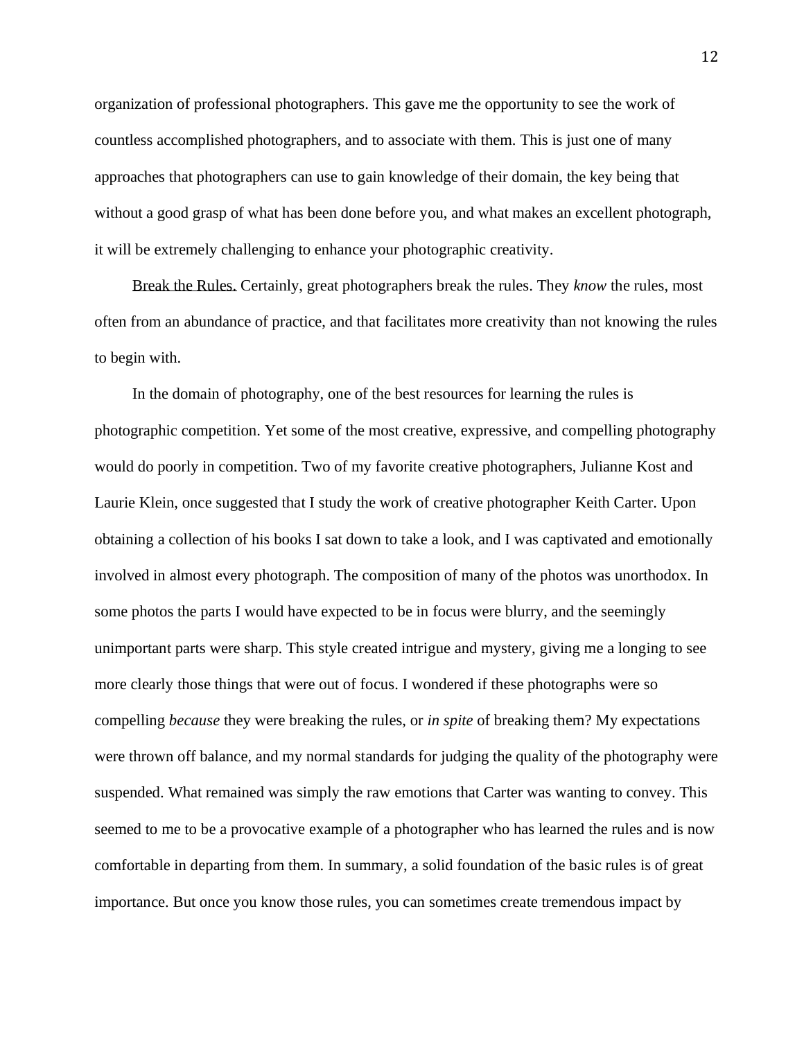organization of professional photographers. This gave me the opportunity to see the work of countless accomplished photographers, and to associate with them. This is just one of many approaches that photographers can use to gain knowledge of their domain, the key being that without a good grasp of what has been done before you, and what makes an excellent photograph, it will be extremely challenging to enhance your photographic creativity.

<u>Break the Rules.</u> Certainly, great photographers break the rules. They *know* the rules, most often from an abundance of practice, and that facilitates more creativity than not knowing the rules to begin with.

In the domain of photography, one of the best resources for learning the rules is photographic competition. Yet some of the most creative, expressive, and compelling photography would do poorly in competition. Two of my favorite creative photographers, Julianne Kost and Laurie Klein, once suggested that I study the work of creative photographer Keith Carter. Upon obtaining a collection of his books I sat down to take a look, and I was captivated and emotionally involved in almost every photograph. The composition of many of the photos was unorthodox. In some photos the parts I would have expected to be in focus were blurry, and the seemingly unimportant parts were sharp. This style created intrigue and mystery, giving me a longing to see more clearly those things that were out of focus. I wondered if these photographs were so compelling *because* they were breaking the rules, or *in spite* of breaking them? My expectations were thrown off balance, and my normal standards for judging the quality of the photography were suspended. What remained was simply the raw emotions that Carter was wanting to convey. This seemed to me to be a provocative example of a photographer who has learned the rules and is now comfortable in departing from them. In summary, a solid foundation of the basic rules is of great importance. But once you know those rules, you can sometimes create tremendous impact by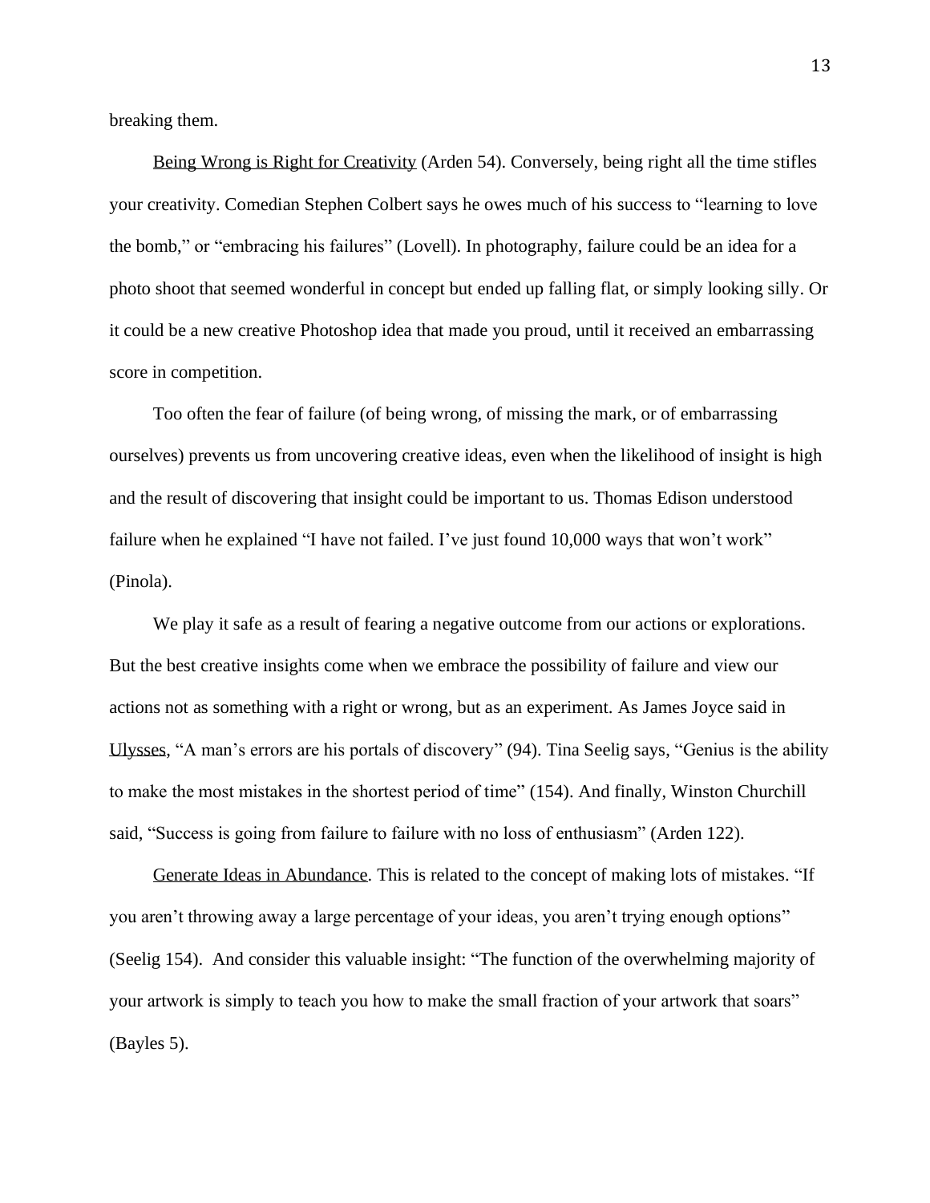breaking them.

<u>Being Wrong is Right for Creativity</u> (Arden 54). Conversely, being right all the time stifles your creativity. Comedian Stephen Colbert says he owes much of his success to "learning to love the bomb," or "embracing his failures" (Lovell). In photography, failure could be an idea for a photo shoot that seemed wonderful in concept but ended up falling flat, or simply looking silly. Or it could be a new creative Photoshop idea that made you proud, until it received an embarrassing score in competition.

Too often the fear of failure (of being wrong, of missing the mark, or of embarrassing ourselves) prevents us from uncovering creative ideas, even when the likelihood of insight is high and the result of discovering that insight could be important to us. Thomas Edison understood failure when he explained "I have not failed. I've just found 10,000 ways that won't work" (Pinola).

We play it safe as a result of fearing a negative outcome from our actions or explorations. But the best creative insights come when we embrace the possibility of failure and view our actions not as something with a right or wrong, but as an experiment. As James Joyce said in <u>Ulysses</u>, "A man's errors are his portals of discovery" (94). Tina Seelig says, "Genius is the ability to make the most mistakes in the shortest period of time" (154). And finally, Winston Churchill said, "Success is going from failure to failure with no loss of enthusiasm" (Arden 122).

<u>Generate Ideas in Abundance</u>. This is related to the concept of making lots of mistakes. "If you aren't throwing away a large percentage of your ideas, you aren't trying enough options" (Seelig 154). And consider this valuable insight: "The function of the overwhelming majority of your artwork is simply to teach you how to make the small fraction of your artwork that soars" (Bayles 5).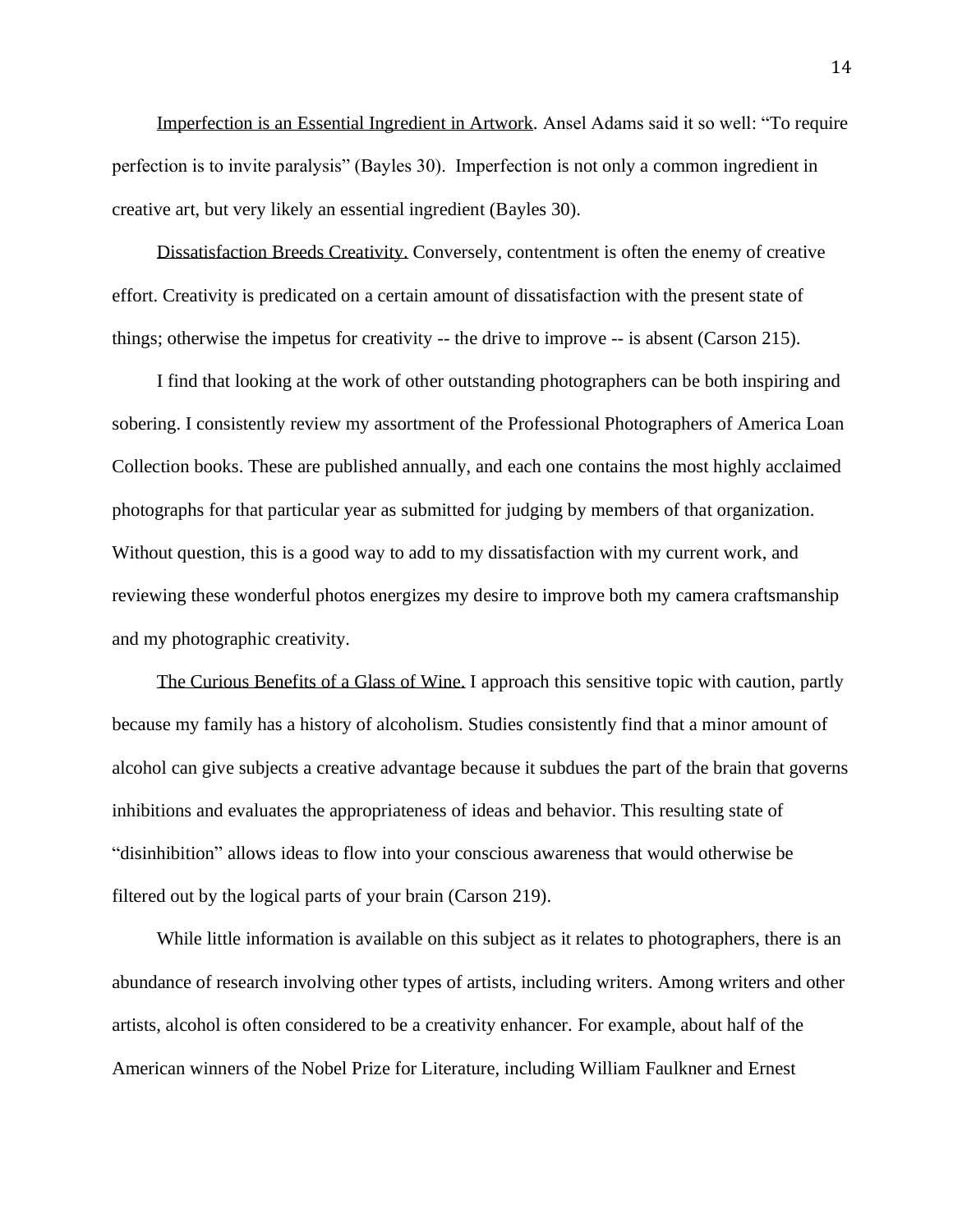<u>Imperfection is an Essential Ingredient in Artwork</u>. Ansel Adams said it so well: "To require perfection is to invite paralysis" (Bayles 30). Imperfection is not only a common ingredient in creative art, but very likely an essential ingredient (Bayles 30).

<u>Dissatisfaction Breeds Creativity.</u> Conversely, contentment is often the enemy of creative effort. Creativity is predicated on a certain amount of dissatisfaction with the present state of things; otherwise the impetus for creativity -- the drive to improve -- is absent (Carson 215).

I find that looking at the work of other outstanding photographers can be both inspiring and sobering. I consistently review my assortment of the Professional Photographers of America Loan Collection books. These are published annually, and each one contains the most highly acclaimed photographs for that particular year as submitted for judging by members of that organization. Without question, this is a good way to add to my dissatisfaction with my current work, and reviewing these wonderful photos energizes my desire to improve both my camera craftsmanship and my photographic creativity.

<u>The Curious Benefits of a Glass of Wine.</u> I approach this sensitive topic with caution, partly because my family has a history of alcoholism. Studies consistently find that a minor amount of alcohol can give subjects a creative advantage because it subdues the part of the brain that governs inhibitions and evaluates the appropriateness of ideas and behavior. This resulting state of "disinhibition" allows ideas to flow into your conscious awareness that would otherwise be filtered out by the logical parts of your brain (Carson 219).

While little information is available on this subject as it relates to photographers, there is an abundance of research involving other types of artists, including writers. Among writers and other artists, alcohol is often considered to be a creativity enhancer. For example, about half of the American winners of the Nobel Prize for Literature, including William Faulkner and Ernest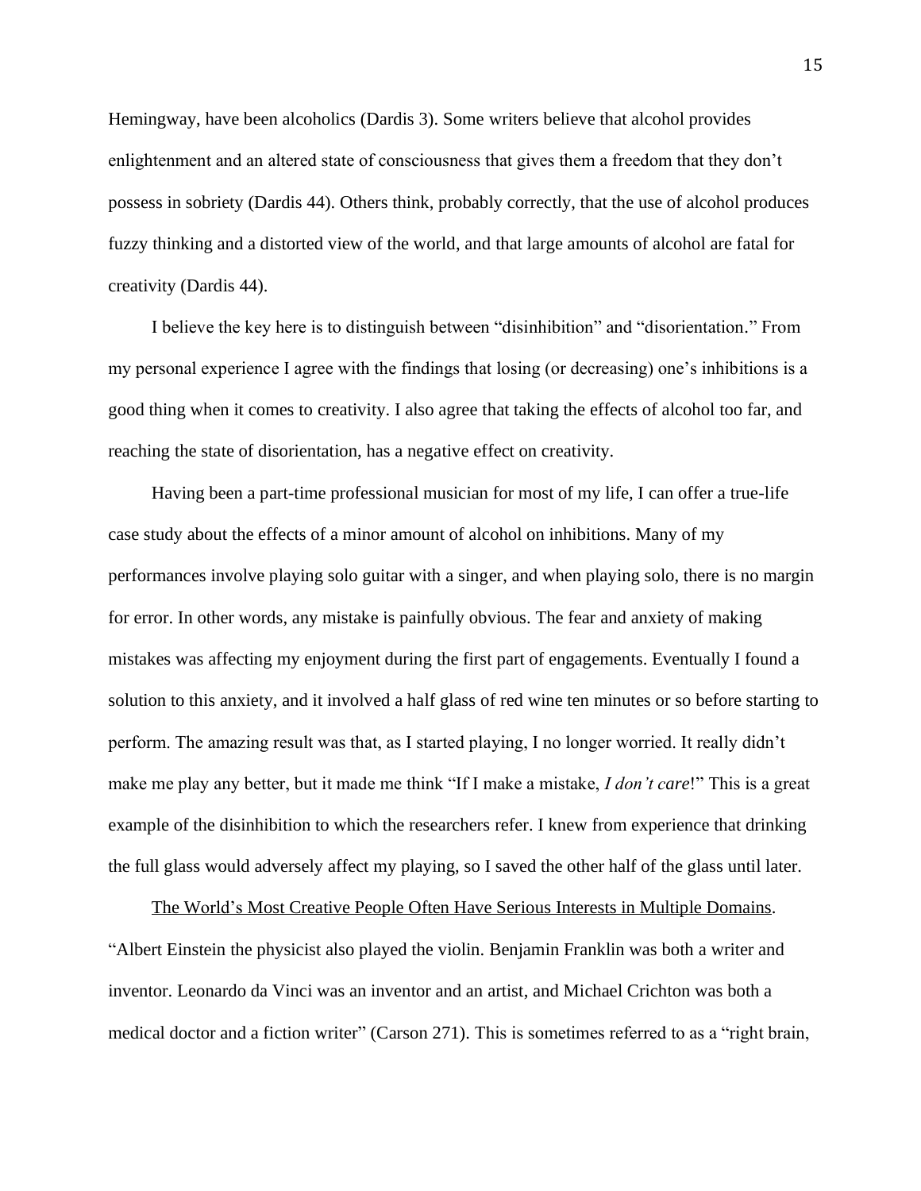Hemingway, have been alcoholics (Dardis 3). Some writers believe that alcohol provides enlightenment and an altered state of consciousness that gives them a freedom that they don't possess in sobriety (Dardis 44). Others think, probably correctly, that the use of alcohol produces fuzzy thinking and a distorted view of the world, and that large amounts of alcohol are fatal for creativity (Dardis 44).

I believe the key here is to distinguish between "disinhibition" and "disorientation." From my personal experience I agree with the findings that losing (or decreasing) one's inhibitions is a good thing when it comes to creativity. I also agree that taking the effects of alcohol too far, and reaching the state of disorientation, has a negative effect on creativity.

Having been a part-time professional musician for most of my life, I can offer a true-life case study about the effects of a minor amount of alcohol on inhibitions. Many of my performances involve playing solo guitar with a singer, and when playing solo, there is no margin for error. In other words, any mistake is painfully obvious. The fear and anxiety of making mistakes was affecting my enjoyment during the first part of engagements. Eventually I found a solution to this anxiety, and it involved a half glass of red wine ten minutes or so before starting to perform. The amazing result was that, as I started playing, I no longer worried. It really didn't make me play any better, but it made me think "If I make a mistake, *I don't care*!" This is a great example of the disinhibition to which the researchers refer. I knew from experience that drinking the full glass would adversely affect my playing, so I saved the other half of the glass until later.

<u>The World's Most Creative People Often Have Serious Interests in Multiple Domains</u>. "Albert Einstein the physicist also played the violin. Benjamin Franklin was both a writer and inventor. Leonardo da Vinci was an inventor and an artist, and Michael Crichton was both a medical doctor and a fiction writer" (Carson 271). This is sometimes referred to as a "right brain,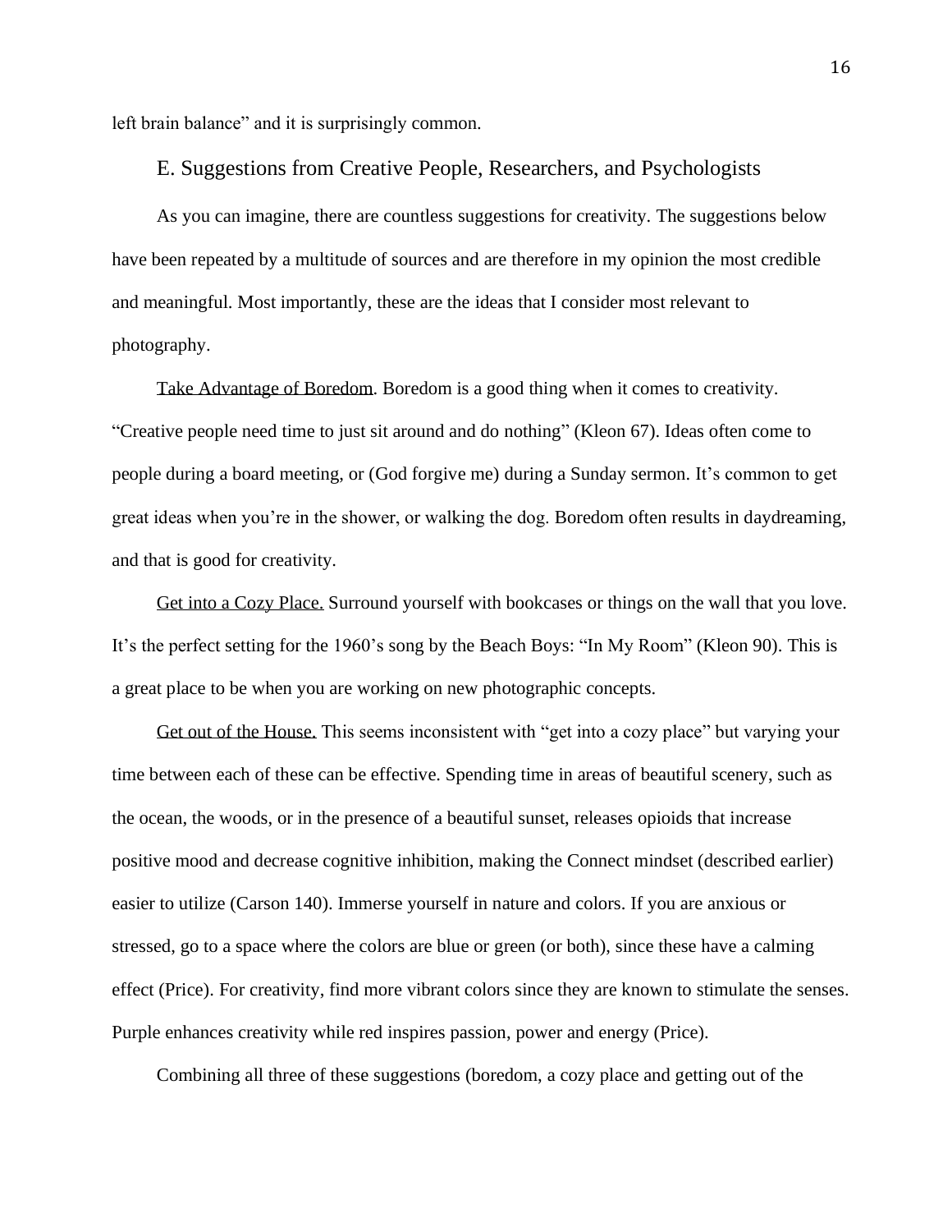left brain balance" and it is surprisingly common.

## E. Suggestions from Creative People, Researchers, and Psychologists

As you can imagine, there are countless suggestions for creativity. The suggestions below have been repeated by a multitude of sources and are therefore in my opinion the most credible and meaningful. Most importantly, these are the ideas that I consider most relevant to photography.

<u>Take Advantage of Boredom</u>. Boredom is a good thing when it comes to creativity. "Creative people need time to just sit around and do nothing" (Kleon 67). Ideas often come to people during a board meeting, or (God forgive me) during a Sunday sermon. It's common to get great ideas when you're in the shower, or walking the dog. Boredom often results in daydreaming, and that is good for creativity.

<u>Get into a Cozy Place.</u> Surround yourself with bookcases or things on the wall that you love. It's the perfect setting for the 1960's song by the Beach Boys: "In My Room" (Kleon 90). This is a great place to be when you are working on new photographic concepts.

<u>Get out of the House.</u> This seems inconsistent with "get into a cozy place" but varying your time between each of these can be effective. Spending time in areas of beautiful scenery, such as the ocean, the woods, or in the presence of a beautiful sunset, releases opioids that increase positive mood and decrease cognitive inhibition, making the Connect mindset (described earlier) easier to utilize (Carson 140). Immerse yourself in nature and colors. If you are anxious or stressed, go to a space where the colors are blue or green (or both), since these have a calming effect (Price). For creativity, find more vibrant colors since they are known to stimulate the senses. Purple enhances creativity while red inspires passion, power and energy (Price).

Combining all three of these suggestions (boredom, a cozy place and getting out of the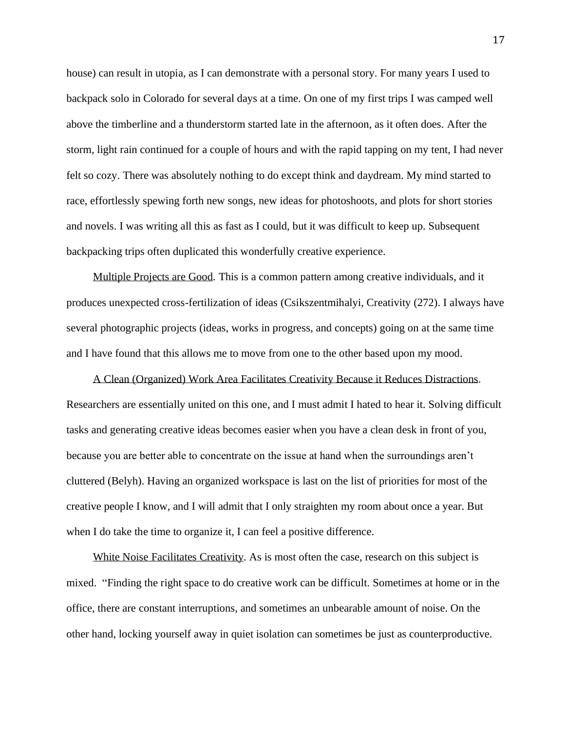house) can result in utopia, as I can demonstrate with a personal story. For many years I used to backpack solo in Colorado for several days at a time. On one of my first trips I was camped well above the timberline and a thunderstorm started late in the afternoon, as it often does. After the storm, light rain continued for a couple of hours and with the rapid tapping on my tent, I had never felt so cozy. There was absolutely nothing to do except think and daydream. My mind started to race, effortlessly spewing forth new songs, new ideas for photoshoots, and plots for short stories and novels. I was writing all this as fast as I could, but it was difficult to keep up. Subsequent backpacking trips often duplicated this wonderfully creative experience.

<u>Multiple Projects are Good</u>. This is a common pattern among creative individuals, and it produces unexpected cross-fertilization of ideas (Csikszentmihalyi, Creativity (272). I always have several photographic projects (ideas, works in progress, and concepts) going on at the same time and I have found that this allows me to move from one to the other based upon my mood.

<u>A Clean (Organized) Work Area Facilitates Creativity Because it Reduces Distractions</u>. Researchers are essentially united on this one, and I must admit I hated to hear it. Solving difficult tasks and generating creative ideas becomes easier when you have a clean desk in front of you, because you are better able to concentrate on the issue at hand when the surroundings aren't cluttered (Belyh). Having an organized workspace is last on the list of priorities for most of the creative people I know, and I will admit that I only straighten my room about once a year. But when I do take the time to organize it, I can feel a positive difference.

<u>White Noise Facilitates Creativity</u>. As is most often the case, research on this subject is mixed. "Finding the right space to do creative work can be difficult. Sometimes at home or in the office, there are constant interruptions, and sometimes an unbearable amount of noise. On the other hand, locking yourself away in quiet isolation can sometimes be just as counterproductive.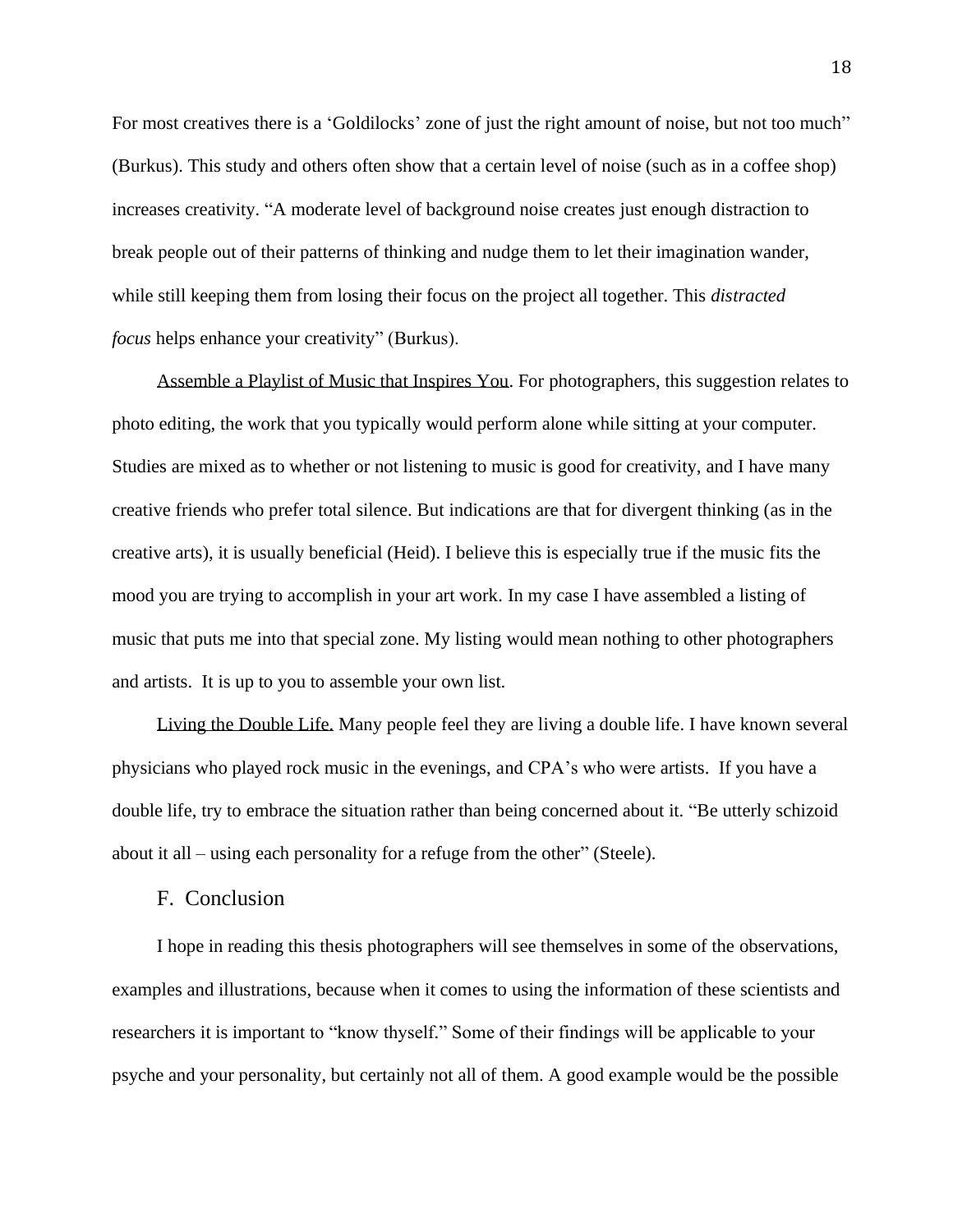For most creatives there is a 'Goldilocks' zone of just the right amount of noise, but not too much" (Burkus). This study and others often show that a certain level of noise (such as in a coffee shop) increases creativity. "A moderate level of background noise creates just enough distraction to break people out of their patterns of thinking and nudge them to let their imagination wander, while still keeping them from losing their focus on the project all together. This *distracted focus* helps enhance your creativity" (Burkus).

Assemble a Playlist of Music that Inspires You. For photographers, this suggestion relates to photo editing, the work that you typically would perform alone while sitting at your computer. Studies are mixed as to whether or not listening to music is good for creativity, and I have many creative friends who prefer total silence. But indications are that for divergent thinking (as in the creative arts), it is usually beneficial (Heid). I believe this is especially true if the music fits the mood you are trying to accomplish in your art work. In my case I have assembled a listing of music that puts me into that special zone. My listing would mean nothing to other photographers and artists. It is up to you to assemble your own list.

Living the Double Life. Many people feel they are living a double life. I have known several physicians who played rock music in the evenings, and CPA's who were artists. If you have a double life, try to embrace the situation rather than being concerned about it. "Be utterly schizoid about it all – using each personality for a refuge from the other" (Steele).

## F. Conclusion

I hope in reading this thesis photographers will see themselves in some of the observations, examples and illustrations, because when it comes to using the information of these scientists and researchers it is important to "know thyself." Some of their findings will be applicable to your psyche and your personality, but certainly not all of them. A good example would be the possible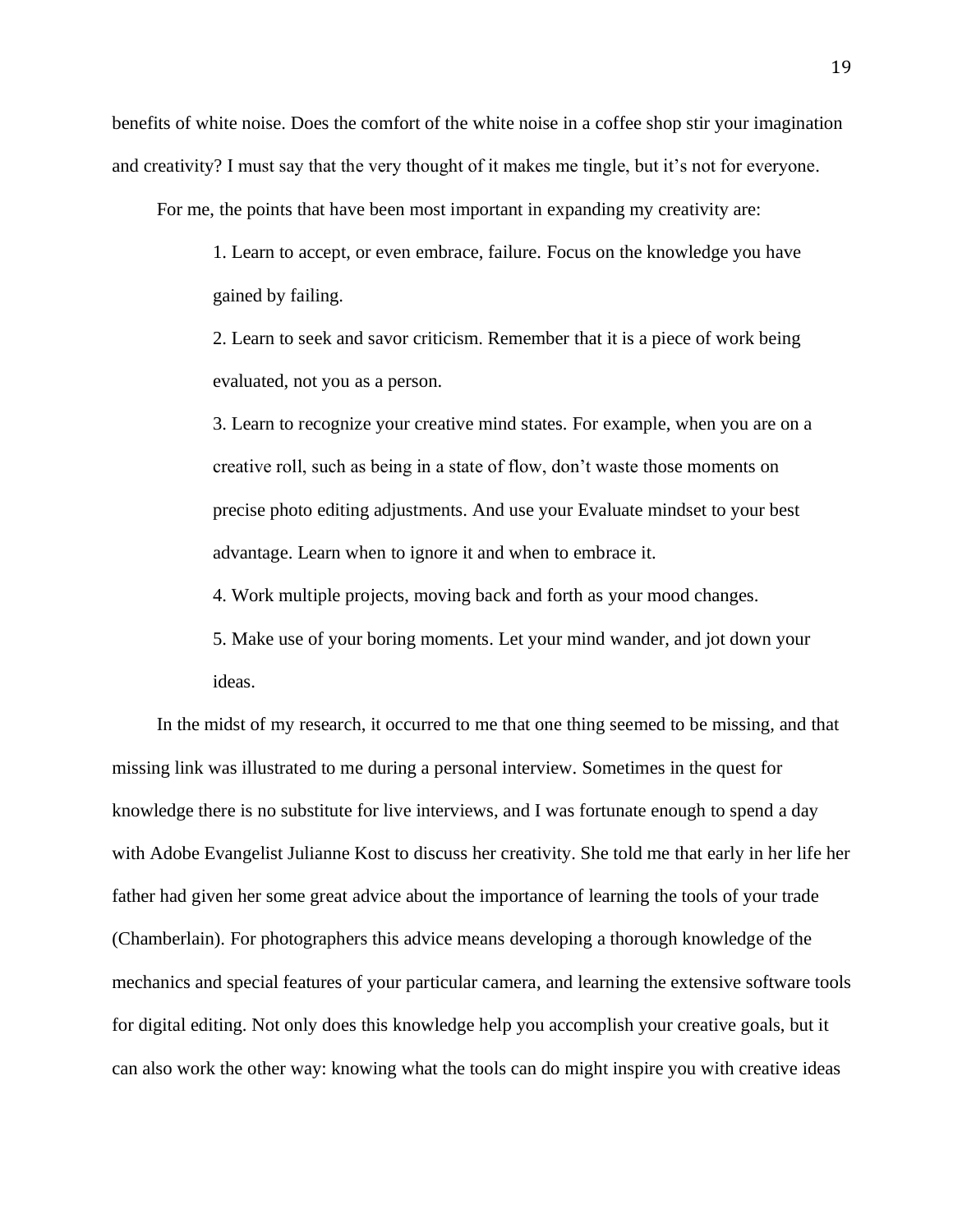benefits of white noise. Does the comfort of the white noise in a coffee shop stir your imagination and creativity? I must say that the very thought of it makes me tingle, but it's not for everyone.

For me, the points that have been most important in expanding my creativity are:

1. Learn to accept, or even embrace, failure. Focus on the knowledge you have gained by failing.
2. Learn to seek and savor criticism. Remember that it is a piece of work being evaluated, not you as a person.
3. Learn to recognize your creative mind states. For example, when you are on a creative roll, such as being in a state of flow, don't waste those moments on precise photo editing adjustments. And use your Evaluate mindset to your best advantage. Learn when to ignore it and when to embrace it.
4. Work multiple projects, moving back and forth as your mood changes.
5. Make use of your boring moments. Let your mind wander, and jot down your ideas.

In the midst of my research, it occurred to me that one thing seemed to be missing, and that missing link was illustrated to me during a personal interview. Sometimes in the quest for knowledge there is no substitute for live interviews, and I was fortunate enough to spend a day with Adobe Evangelist Julianne Kost to discuss her creativity. She told me that early in her life her father had given her some great advice about the importance of learning the tools of your trade (Chamberlain). For photographers this advice means developing a thorough knowledge of the mechanics and special features of your particular camera, and learning the extensive software tools for digital editing. Not only does this knowledge help you accomplish your creative goals, but it can also work the other way: knowing what the tools can do might inspire you with creative ideas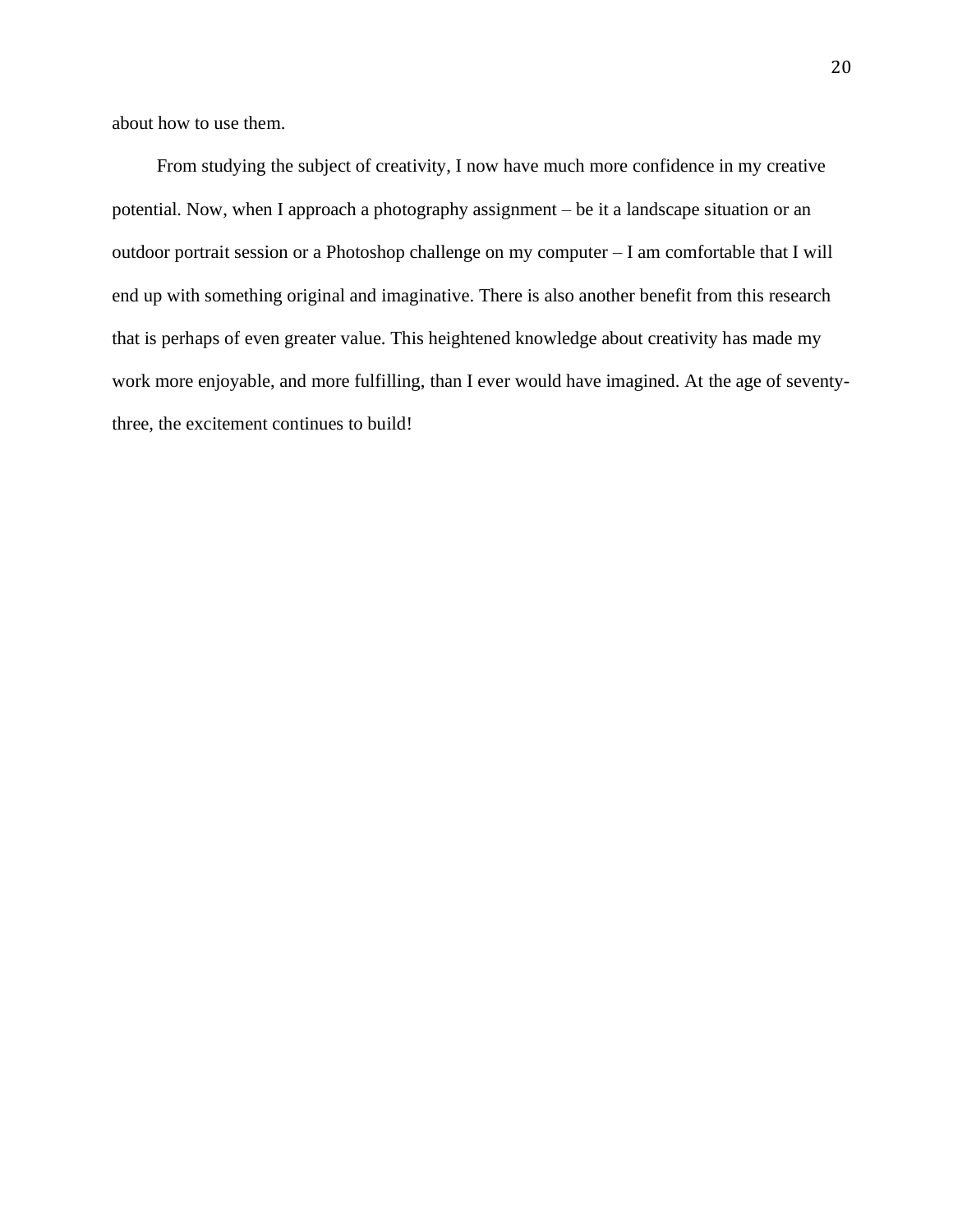about how to use them.

From studying the subject of creativity, I now have much more confidence in my creative potential. Now, when I approach a photography assignment – be it a landscape situation or an outdoor portrait session or a Photoshop challenge on my computer – I am comfortable that I will end up with something original and imaginative. There is also another benefit from this research that is perhaps of even greater value. This heightened knowledge about creativity has made my work more enjoyable, and more fulfilling, than I ever would have imagined. At the age of seventy-three, the excitement continues to build!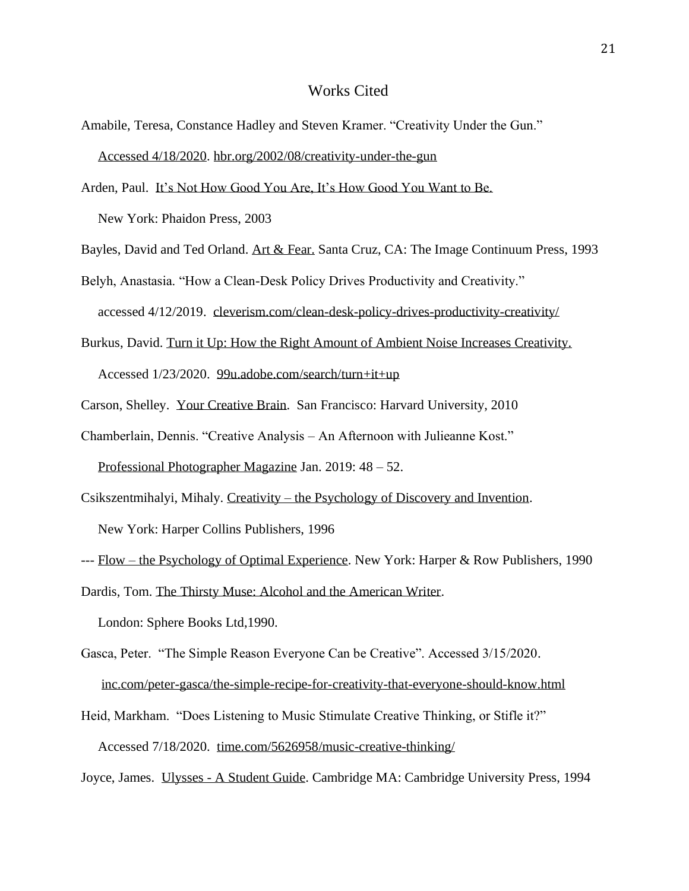# Works Cited

Amabile, Teresa, Constance Hadley and Steven Kramer. "Creativity Under the Gun." Accessed 4/18/2020. hbr.org/2002/08/creativity-under-the-gun

Arden, Paul. It's Not How Good You Are, It's How Good You Want to Be. New York: Phaidon Press, 2003

Bayles, David and Ted Orland. Art & Fear. Santa Cruz, CA: The Image Continuum Press, 1993

Belyh, Anastasia. "How a Clean-Desk Policy Drives Productivity and Creativity." accessed 4/12/2019. cleverism.com/clean-desk-policy-drives-productivity-creativity/

Burkus, David. Turn it Up: How the Right Amount of Ambient Noise Increases Creativity. Accessed 1/23/2020. 99u.adobe.com/search/turn+it+up

Carson, Shelley. Your Creative Brain. San Francisco: Harvard University, 2010

Chamberlain, Dennis. "Creative Analysis – An Afternoon with Julieanne Kost." Professional Photographer Magazine Jan. 2019: 48 – 52.

Csikszentmihalyi, Mihaly. Creativity – the Psychology of Discovery and Invention. New York: Harper Collins Publishers, 1996

--- Flow – the Psychology of Optimal Experience. New York: Harper & Row Publishers, 1990

Dardis, Tom. The Thirsty Muse: Alcohol and the American Writer. London: Sphere Books Ltd,1990.

Gasca, Peter. "The Simple Reason Everyone Can be Creative". Accessed 3/15/2020. inc.com/peter-gasca/the-simple-recipe-for-creativity-that-everyone-should-know.html

Heid, Markham. "Does Listening to Music Stimulate Creative Thinking, or Stifle it?" Accessed 7/18/2020. time.com/5626958/music-creative-thinking/

Joyce, James. Ulysses - A Student Guide. Cambridge MA: Cambridge University Press, 1994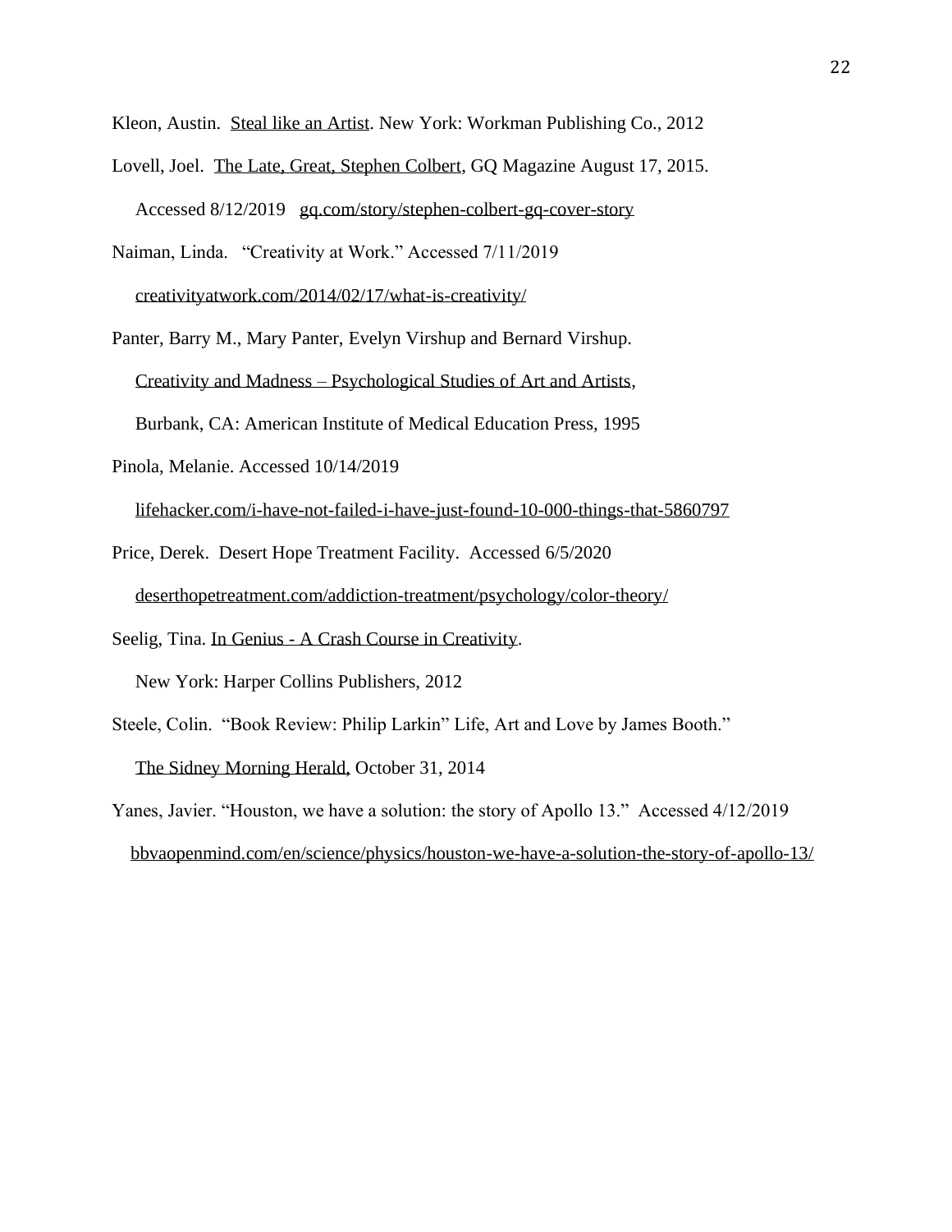Kleon, Austin. Steal like an Artist. New York: Workman Publishing Co., 2012

Lovell, Joel. The Late, Great, Stephen Colbert, GQ Magazine August 17, 2015. Accessed 8/12/2019 gq.com/story/stephen-colbert-gq-cover-story

Naiman, Linda. "Creativity at Work." Accessed 7/11/2019 creativityatwork.com/2014/02/17/what-is-creativity/

Panter, Barry M., Mary Panter, Evelyn Virshup and Bernard Virshup. Creativity and Madness – Psychological Studies of Art and Artists, Burbank, CA: American Institute of Medical Education Press, 1995

Pinola, Melanie. Accessed 10/14/2019 lifehacker.com/i-have-not-failed-i-have-just-found-10-000-things-that-5860797

Price, Derek. Desert Hope Treatment Facility. Accessed 6/5/2020 deserthopetreatment.com/addiction-treatment/psychology/color-theory/

Seelig, Tina. In Genius - A Crash Course in Creativity. New York: Harper Collins Publishers, 2012

Steele, Colin. "Book Review: Philip Larkin" Life, Art and Love by James Booth." The Sidney Morning Herald, October 31, 2014

Yanes, Javier. "Houston, we have a solution: the story of Apollo 13." Accessed 4/12/2019 bbvaopenmind.com/en/science/physics/houston-we-have-a-solution-the-story-of-apollo-13/